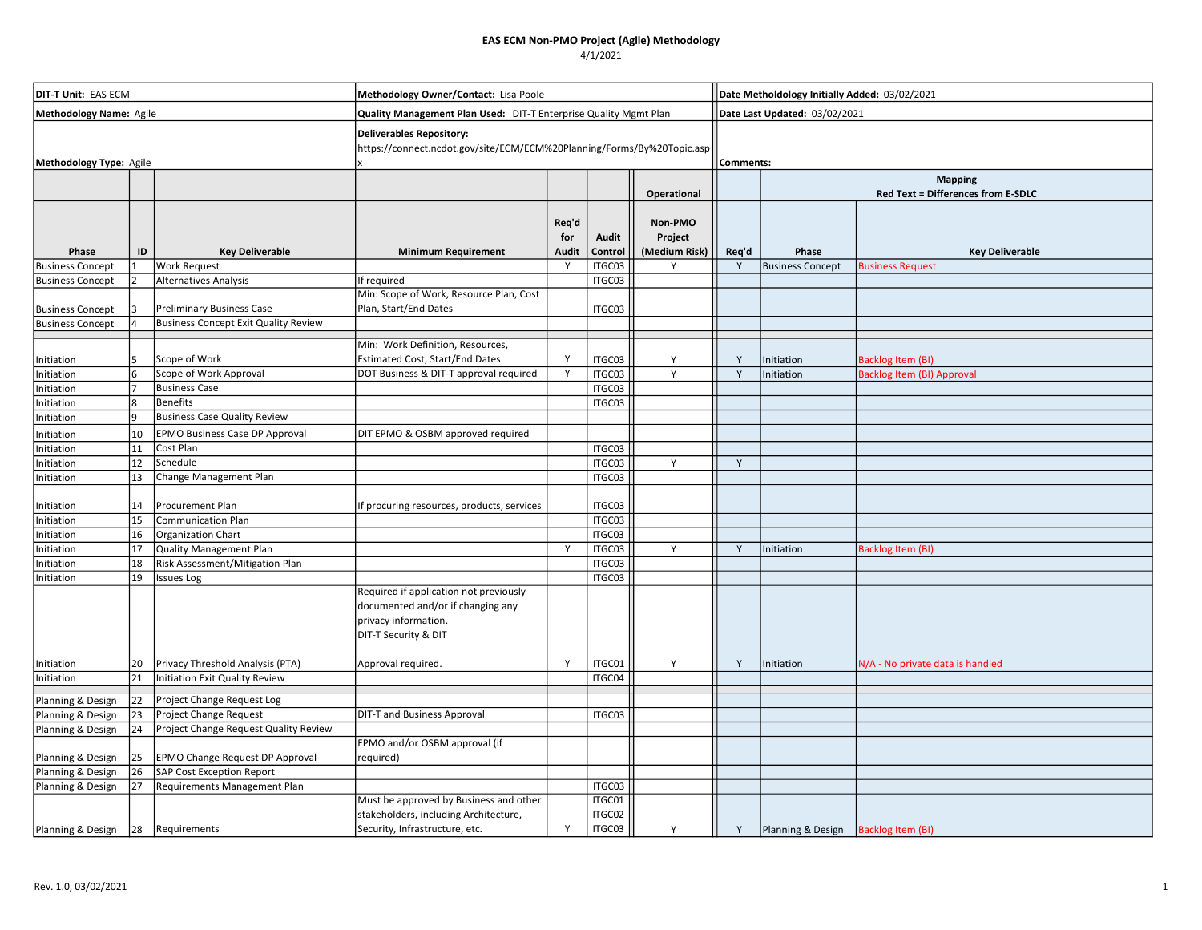# EAS ECM Non-PMO Project (Agile) Methodology

4/1/2021

| | | |
|---|---|---|
| **DIT-T Unit:** EAS ECM | **Methodology Owner/Contact:** Lisa Poole | **Date Metholdology Initially Added:** 03/02/2021 |
| **Methodology Name:** Agile | **Quality Management Plan Used:** DIT-T Enterprise Quality Mgmt Plan | **Date Last Updated:** 03/02/2021 |
| **Methodology Type:** Agile | **Deliverables Repository:** https://connect.ncdot.gov/site/ECM/ECM%20Planning/Forms/By%20Topic.aspx | **Comments:** |

| Phase | ID | Key Deliverable | Minimum Requirement | Req'd for Audit | Audit Control | Operational Non-PMO Project (Medium Risk) | Mapping (Red Text = Differences from E-SDLC) Req'd | Phase | Key Deliverable |
|---|---|---|---|---|---|---|---|---|---|
| Business Concept | 1 | Work Request | | Y | ITGC03 | Y | Y | Business Concept | Business Request |
| Business Concept | 2 | Alternatives Analysis | If required | | ITGC03 | | | | |
| Business Concept | 3 | Preliminary Business Case | Min: Scope of Work, Resource Plan, Cost Plan, Start/End Dates | | ITGC03 | | | | |
| Business Concept | 4 | Business Concept Exit Quality Review | | | | | | | |
| Initiation | 5 | Scope of Work | Min: Work Definition, Resources, Estimated Cost, Start/End Dates | Y | ITGC03 | Y | Y | Initiation | Backlog Item (BI) |
| Initiation | 6 | Scope of Work Approval | DOT Business & DIT-T approval required | Y | ITGC03 | Y | Y | Initiation | Backlog Item (BI) Approval |
| Initiation | 7 | Business Case | | | ITGC03 | | | | |
| Initiation | 8 | Benefits | | | ITGC03 | | | | |
| Initiation | 9 | Business Case Quality Review | | | | | | | |
| Initiation | 10 | EPMO Business Case DP Approval | DIT EPMO & OSBM approved required | | | | | | |
| Initiation | 11 | Cost Plan | | | ITGC03 | | | | |
| Initiation | 12 | Schedule | | | ITGC03 | Y | Y | | |
| Initiation | 13 | Change Management Plan | | | ITGC03 | | | | |
| Initiation | 14 | Procurement Plan | If procuring resources, products, services | | ITGC03 | | | | |
| Initiation | 15 | Communication Plan | | | ITGC03 | | | | |
| Initiation | 16 | Organization Chart | | | ITGC03 | | | | |
| Initiation | 17 | Quality Management Plan | | Y | ITGC03 | Y | Y | Initiation | Backlog Item (BI) |
| Initiation | 18 | Risk Assessment/Mitigation Plan | | | ITGC03 | | | | |
| Initiation | 19 | Issues Log | | | ITGC03 | | | | |
| Initiation | 20 | Privacy Threshold Analysis (PTA) | Required if application not previously documented and/or if changing any privacy information. DIT-T Security & DIT Approval required. | Y | ITGC01 | Y | Y | Initiation | N/A - No private data is handled |
| Initiation | 21 | Initiation Exit Quality Review | | | ITGC04 | | | | |
| Planning & Design | 22 | Project Change Request Log | | | | | | | |
| Planning & Design | 23 | Project Change Request | DIT-T and Business Approval | | ITGC03 | | | | |
| Planning & Design | 24 | Project Change Request Quality Review | | | | | | | |
| Planning & Design | 25 | EPMO Change Request DP Approval | EPMO and/or OSBM approval (if required) | | | | | | |
| Planning & Design | 26 | SAP Cost Exception Report | | | | | | | |
| Planning & Design | 27 | Requirements Management Plan | | | ITGC03 | | | | |
| Planning & Design | 28 | Requirements | Must be approved by Business and other stakeholders, including Architecture, Security, Infrastructure, etc. | Y | ITGC01 ITGC02 ITGC03 | Y | Y | Planning & Design | Backlog Item (BI) |

Rev. 1.0, 03/02/2021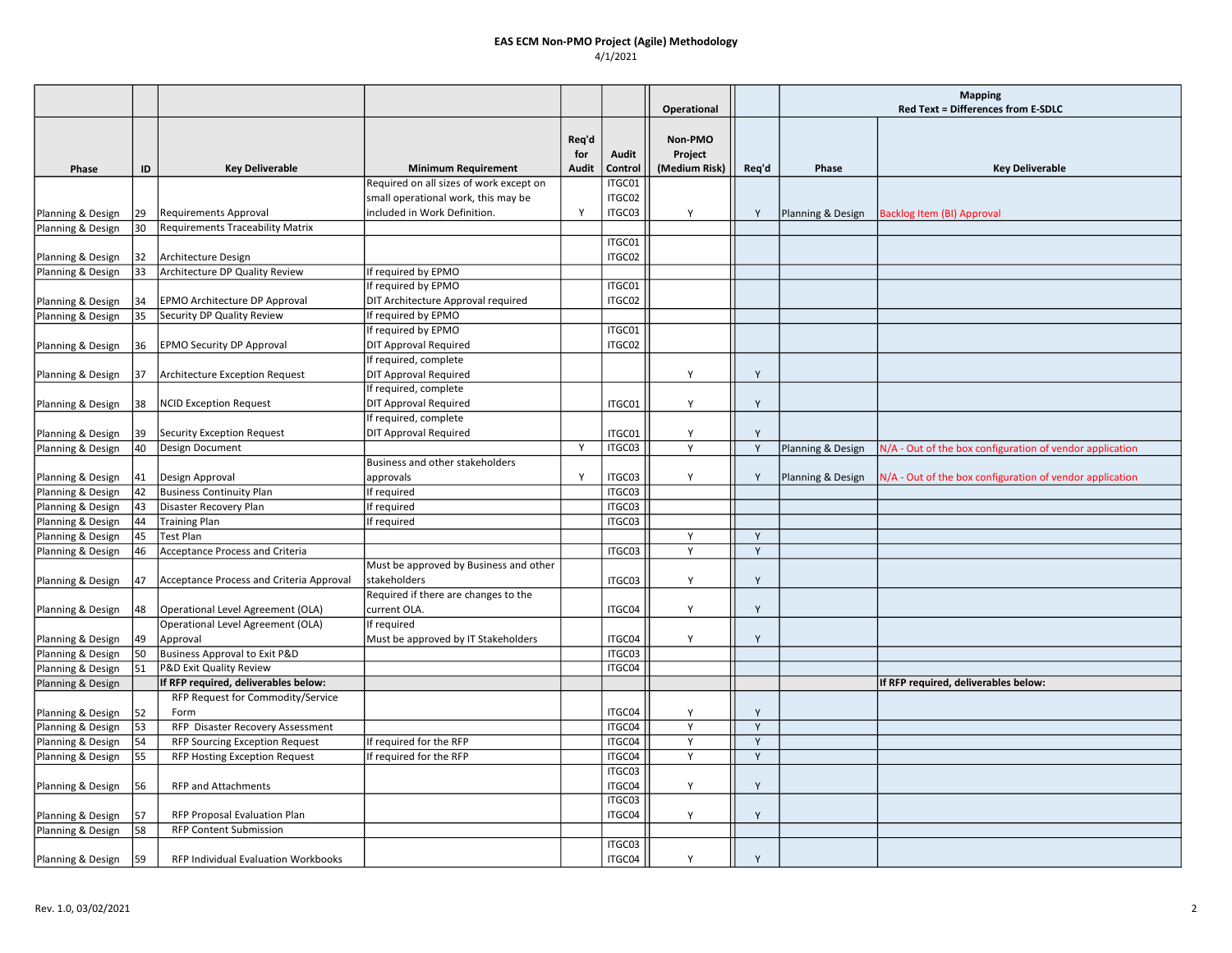**EAS ECM Non-PMO Project (Agile) Methodology**

4/1/2021

| Phase | ID | Key Deliverable | Minimum Requirement | Req'd for Audit | Audit Control | Operational Non-PMO Project (Medium Risk) | Req'd | Mapping Red Text = Differences from E-SDLC Phase | Key Deliverable |
|---|---|---|---|---|---|---|---|---|---|
| Planning & Design | 29 | Requirements Approval | Required on all sizes of work except on small operational work, this may be included in Work Definition. | Y | ITGC01 ITGC02 ITGC03 | Y | Y | Planning & Design | Backlog Item (BI) Approval |
| Planning & Design | 30 | Requirements Traceability Matrix | | | | | | | |
| Planning & Design | 32 | Architecture Design | | | ITGC01 ITGC02 | | | | |
| Planning & Design | 33 | Architecture DP Quality Review | If required by EPMO | | | | | | |
| Planning & Design | 34 | EPMO Architecture DP Approval | If required by EPMO DIT Architecture Approval required | | ITGC01 ITGC02 | | | | |
| Planning & Design | 35 | Security DP Quality Review | If required by EPMO | | | | | | |
| Planning & Design | 36 | EPMO Security DP Approval | If required by EPMO DIT Approval Required | | ITGC01 ITGC02 | | | | |
| Planning & Design | 37 | Architecture Exception Request | If required, complete DIT Approval Required | | | Y | Y | | |
| Planning & Design | 38 | NCID Exception Request | If required, complete DIT Approval Required | | ITGC01 | Y | Y | | |
| Planning & Design | 39 | Security Exception Request | If required, complete DIT Approval Required | | ITGC01 | Y | Y | | |
| Planning & Design | 40 | Design Document | | Y | ITGC03 | Y | Y | Planning & Design | N/A - Out of the box configuration of vendor application |
| Planning & Design | 41 | Design Approval | Business and other stakeholders approvals | Y | ITGC03 | Y | Y | Planning & Design | N/A - Out of the box configuration of vendor application |
| Planning & Design | 42 | Business Continuity Plan | If required | | ITGC03 | | | | |
| Planning & Design | 43 | Disaster Recovery Plan | If required | | ITGC03 | | | | |
| Planning & Design | 44 | Training Plan | If required | | ITGC03 | | | | |
| Planning & Design | 45 | Test Plan | | | | Y | Y | | |
| Planning & Design | 46 | Acceptance Process and Criteria | | | ITGC03 | Y | Y | | |
| Planning & Design | 47 | Acceptance Process and Criteria Approval | Must be approved by Business and other stakeholders | | ITGC03 | Y | Y | | |
| Planning & Design | 48 | Operational Level Agreement (OLA) | Required if there are changes to the current OLA. | | ITGC04 | Y | Y | | |
| Planning & Design | 49 | Operational Level Agreement (OLA) Approval | If required Must be approved by IT Stakeholders | | ITGC04 | Y | Y | | |
| Planning & Design | 50 | Business Approval to Exit P&D | | | ITGC03 | | | | |
| Planning & Design | 51 | P&D Exit Quality Review | | | ITGC04 | | | | |
| Planning & Design | | **If RFP required, deliverables below:** | | | | | | | **If RFP required, deliverables below:** |
| Planning & Design | 52 | RFP Request for Commodity/Service Form | | | ITGC04 | Y | Y | | |
| Planning & Design | 53 | RFP Disaster Recovery Assessment | | | ITGC04 | Y | Y | | |
| Planning & Design | 54 | RFP Sourcing Exception Request | If required for the RFP | | ITGC04 | Y | Y | | |
| Planning & Design | 55 | RFP Hosting Exception Request | If required for the RFP | | ITGC04 | Y | Y | | |
| Planning & Design | 56 | RFP and Attachments | | | ITGC03 ITGC04 | Y | Y | | |
| Planning & Design | 57 | RFP Proposal Evaluation Plan | | | ITGC03 ITGC04 | Y | Y | | |
| Planning & Design | 58 | RFP Content Submission | | | | | | | |
| Planning & Design | 59 | RFP Individual Evaluation Workbooks | | | ITGC03 ITGC04 | Y | Y | | |

Rev. 1.0, 03/02/2021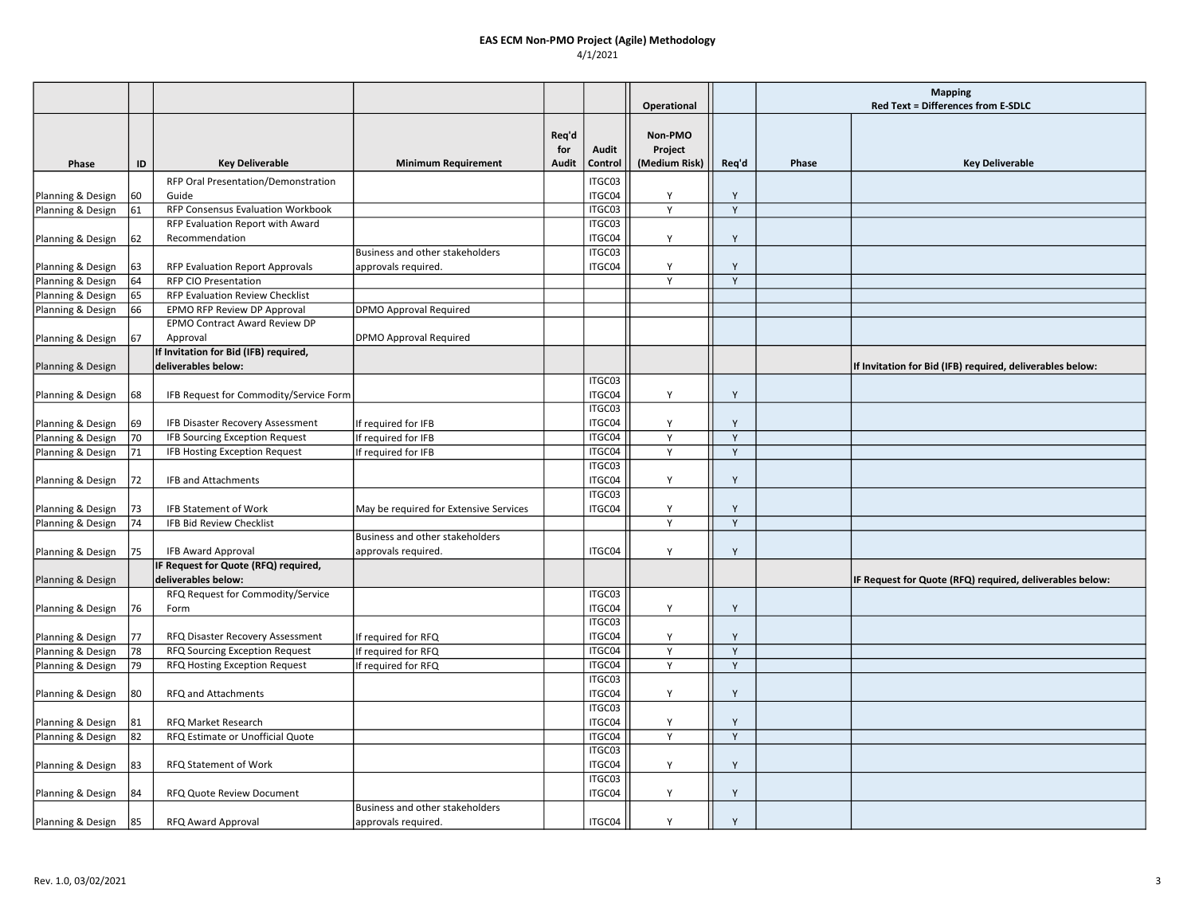# EAS ECM Non-PMO Project (Agile) Methodology

4/1/2021

| | | | | | | Operational | | Mapping Red Text = Differences from E-SDLC | |
|---|---|---|---|---|---|---|---|---|---|
| Phase | ID | Key Deliverable | Minimum Requirement | Req'd for Audit | Audit Control | Non-PMO Project (Medium Risk) | Req'd | Phase | Key Deliverable |
| Planning & Design | 60 | RFP Oral Presentation/Demonstration Guide | | | ITGC03 ITGC04 | Y | Y | | |
| Planning & Design | 61 | RFP Consensus Evaluation Workbook | | | ITGC03 | Y | Y | | |
| Planning & Design | 62 | RFP Evaluation Report with Award Recommendation | | | ITGC03 ITGC04 | Y | Y | | |
| Planning & Design | 63 | RFP Evaluation Report Approvals | Business and other stakeholders approvals required. | | ITGC03 ITGC04 | Y | Y | | |
| Planning & Design | 64 | RFP CIO Presentation | | | | Y | Y | | |
| Planning & Design | 65 | RFP Evaluation Review Checklist | | | | | | | |
| Planning & Design | 66 | EPMO RFP Review DP Approval | DPMO Approval Required | | | | | | |
| Planning & Design | 67 | EPMO Contract Award Review DP Approval | DPMO Approval Required | | | | | | |
| Planning & Design | | **If Invitation for Bid (IFB) required, deliverables below:** | | | | | | | **If Invitation for Bid (IFB) required, deliverables below:** |
| Planning & Design | 68 | IFB Request for Commodity/Service Form | | | ITGC03 ITGC04 | Y | Y | | |
| Planning & Design | 69 | IFB Disaster Recovery Assessment | If required for IFB | | ITGC03 ITGC04 | Y | Y | | |
| Planning & Design | 70 | IFB Sourcing Exception Request | If required for IFB | | ITGC04 | Y | Y | | |
| Planning & Design | 71 | IFB Hosting Exception Request | If required for IFB | | ITGC04 | Y | Y | | |
| Planning & Design | 72 | IFB and Attachments | | | ITGC03 ITGC04 | Y | Y | | |
| Planning & Design | 73 | IFB Statement of Work | May be required for Extensive Services | | ITGC03 ITGC04 | Y | Y | | |
| Planning & Design | 74 | IFB Bid Review Checklist | | | | Y | Y | | |
| Planning & Design | 75 | IFB Award Approval | Business and other stakeholders approvals required. | | ITGC04 | Y | Y | | |
| Planning & Design | | **IF Request for Quote (RFQ) required, deliverables below:** | | | | | | | **IF Request for Quote (RFQ) required, deliverables below:** |
| Planning & Design | 76 | RFQ Request for Commodity/Service Form | | | ITGC03 ITGC04 | Y | Y | | |
| Planning & Design | 77 | RFQ Disaster Recovery Assessment | If required for RFQ | | ITGC03 ITGC04 | Y | Y | | |
| Planning & Design | 78 | RFQ Sourcing Exception Request | If required for RFQ | | ITGC04 | Y | Y | | |
| Planning & Design | 79 | RFQ Hosting Exception Request | If required for RFQ | | ITGC04 | Y | Y | | |
| Planning & Design | 80 | RFQ and Attachments | | | ITGC03 ITGC04 | Y | Y | | |
| Planning & Design | 81 | RFQ Market Research | | | ITGC03 ITGC04 | Y | Y | | |
| Planning & Design | 82 | RFQ Estimate or Unofficial Quote | | | ITGC04 | Y | Y | | |
| Planning & Design | 83 | RFQ Statement of Work | | | ITGC03 ITGC04 | Y | Y | | |
| Planning & Design | 84 | RFQ Quote Review Document | | | ITGC03 ITGC04 | Y | Y | | |
| Planning & Design | 85 | RFQ Award Approval | Business and other stakeholders approvals required. | | ITGC04 | Y | Y | | |

Rev. 1.0, 03/02/2021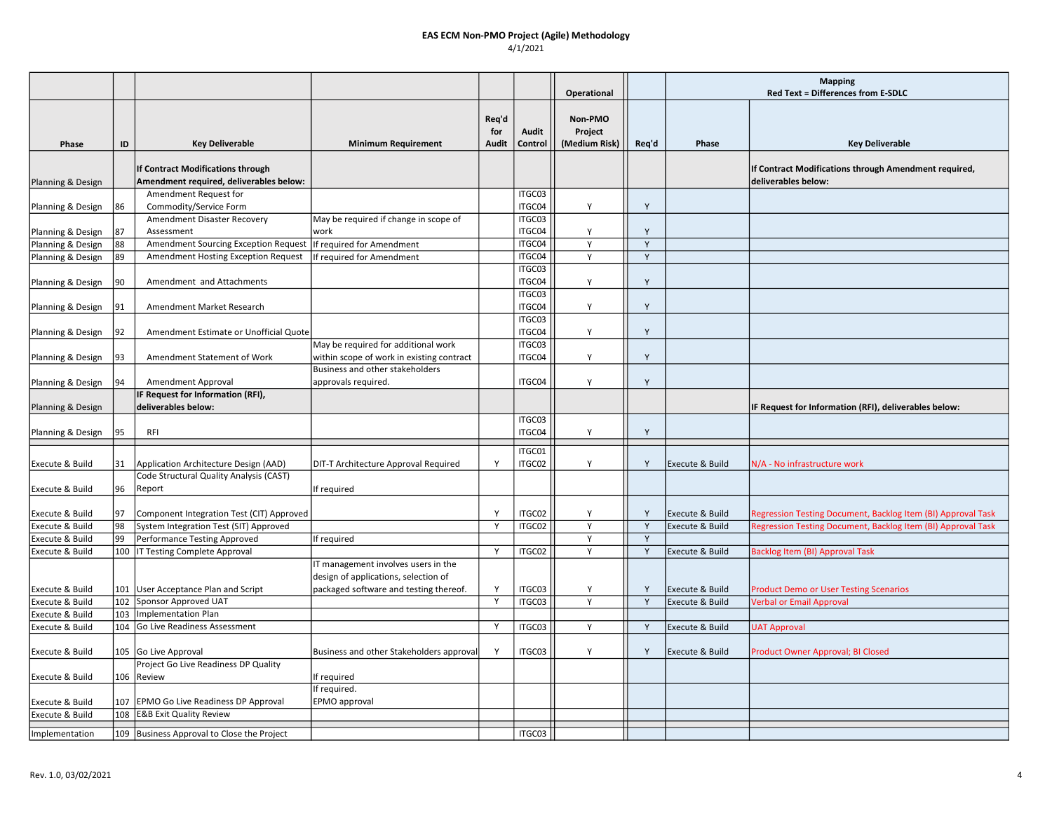## EAS ECM Non-PMO Project (Agile) Methodology

4/1/2021

| Phase | ID | Key Deliverable | Minimum Requirement | Req'd for Audit | Audit Control | Operational Non-PMO Project (Medium Risk) | Req'd | Mapping Red Text = Differences from E-SDLC Phase | Key Deliverable |
|---|---|---|---|---|---|---|---|---|---|
| Planning & Design | | **If Contract Modifications through Amendment required, deliverables below:** | | | | | | | **If Contract Modifications through Amendment required, deliverables below:** |
| Planning & Design | 86 | Amendment Request for Commodity/Service Form | | | ITGC03 ITGC04 | Y | Y | | |
| Planning & Design | 87 | Amendment Disaster Recovery Assessment | May be required if change in scope of work | | ITGC03 ITGC04 | Y | Y | | |
| Planning & Design | 88 | Amendment Sourcing Exception Request | If required for Amendment | | ITGC04 | Y | Y | | |
| Planning & Design | 89 | Amendment Hosting Exception Request | If required for Amendment | | ITGC04 | Y | Y | | |
| Planning & Design | 90 | Amendment and Attachments | | | ITGC03 ITGC04 | Y | Y | | |
| Planning & Design | 91 | Amendment Market Research | | | ITGC03 ITGC04 | Y | Y | | |
| Planning & Design | 92 | Amendment Estimate or Unofficial Quote | | | ITGC03 ITGC04 | Y | Y | | |
| Planning & Design | 93 | Amendment Statement of Work | May be required for additional work within scope of work in existing contract | | ITGC03 ITGC04 | Y | Y | | |
| Planning & Design | 94 | Amendment Approval | Business and other stakeholders approvals required. | | ITGC04 | Y | Y | | |
| Planning & Design | | **IF Request for Information (RFI), deliverables below:** | | | | | | | **IF Request for Information (RFI), deliverables below:** |
| Planning & Design | 95 | RFI | | | ITGC03 ITGC04 | Y | Y | | |
| | | | | | | | | | |
| Execute & Build | 31 | Application Architecture Design (AAD) | DIT-T Architecture Approval Required | Y | ITGC01 ITGC02 | Y | Y | Execute & Build | N/A - No infrastructure work |
| Execute & Build | 96 | Code Structural Quality Analysis (CAST) Report | If required | | | | | | |
| Execute & Build | 97 | Component Integration Test (CIT) Approved | | Y | ITGC02 | Y | Y | Execute & Build | Regression Testing Document, Backlog Item (BI) Approval Task |
| Execute & Build | 98 | System Integration Test (SIT) Approved | | Y | ITGC02 | Y | Y | Execute & Build | Regression Testing Document, Backlog Item (BI) Approval Task |
| Execute & Build | 99 | Performance Testing Approved | If required | | | Y | Y | | |
| Execute & Build | 100 | IT Testing Complete Approval | | Y | ITGC02 | Y | Y | Execute & Build | Backlog Item (BI) Approval Task |
| Execute & Build | 101 | User Acceptance Plan and Script | IT management involves users in the design of applications, selection of packaged software and testing thereof. | Y | ITGC03 | Y | Y | Execute & Build | Product Demo or User Testing Scenarios |
| Execute & Build | 102 | Sponsor Approved UAT | | Y | ITGC03 | Y | Y | Execute & Build | Verbal or Email Approval |
| Execute & Build | 103 | Implementation Plan | | | | | | | |
| Execute & Build | 104 | Go Live Readiness Assessment | | Y | ITGC03 | Y | Y | Execute & Build | UAT Approval |
| Execute & Build | 105 | Go Live Approval | Business and other Stakeholders approval | Y | ITGC03 | Y | Y | Execute & Build | Product Owner Approval; BI Closed |
| Execute & Build | 106 | Project Go Live Readiness DP Quality Review | If required | | | | | | |
| Execute & Build | 107 | EPMO Go Live Readiness DP Approval | If required. EPMO approval | | | | | | |
| Execute & Build | 108 | E&B Exit Quality Review | | | | | | | |
| | | | | | | | | | |
| Implementation | 109 | Business Approval to Close the Project | | | ITGC03 | | | | |

Rev. 1.0, 03/02/2021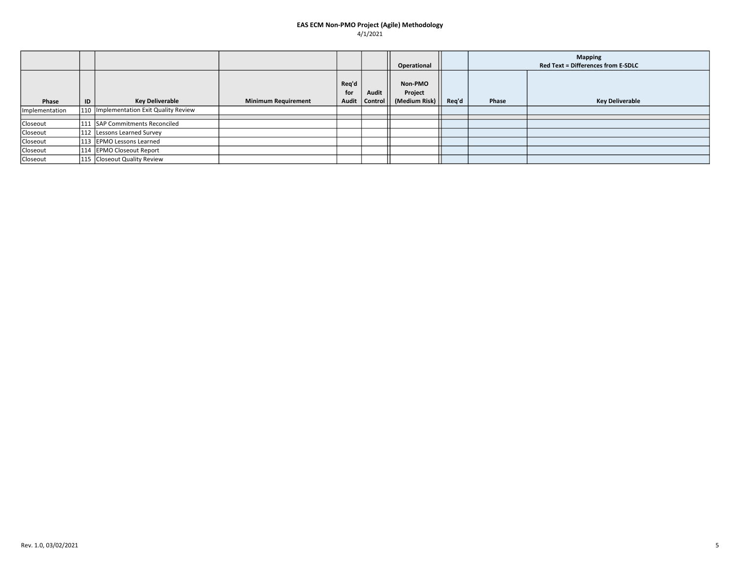**EAS ECM Non-PMO Project (Agile) Methodology**

4/1/2021

| | | | | | | Operational | | Mapping Red Text = Differences from E-SDLC | |
|---|---|---|---|---|---|---|---|---|---|
| Phase | ID | Key Deliverable | Minimum Requirement | Req'd for Audit | Audit Control | Non-PMO Project (Medium Risk) | Req'd | Phase | Key Deliverable |
| Implementation | 110 | Implementation Exit Quality Review | | | | | | | |
| | | | | | | | | | |
| Closeout | 111 | SAP Commitments Reconciled | | | | | | | |
| Closeout | 112 | Lessons Learned Survey | | | | | | | |
| Closeout | 113 | EPMO Lessons Learned | | | | | | | |
| Closeout | 114 | EPMO Closeout Report | | | | | | | |
| Closeout | 115 | Closeout Quality Review | | | | | | | |

Rev. 1.0, 03/02/2021